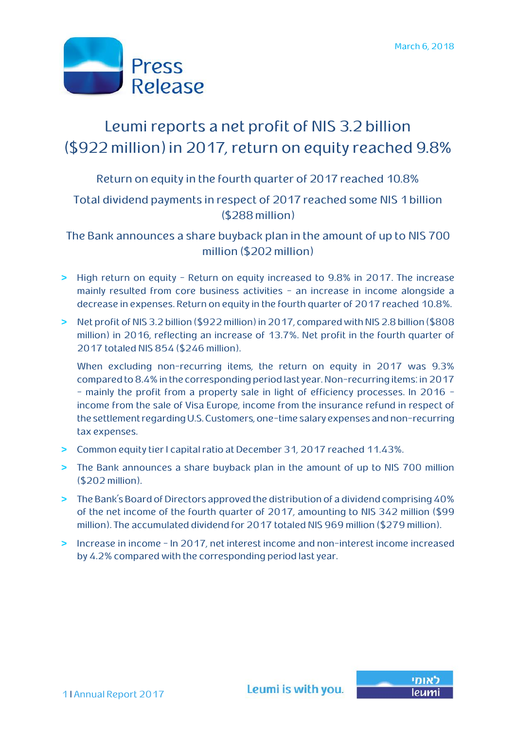March 6, 2018

# Press Release

# Leumi reports a net profit of NIS 3.2 billion ($922 million) in 2017, return on equity reached 9.8%

## Return on equity in the fourth quarter of 2017 reached 10.8%

## Total dividend payments in respect of 2017 reached some NIS 1 billion ($288 million)

## The Bank announces a share buyback plan in the amount of up to NIS 700 million ($202 million)

- High return on equity - Return on equity increased to 9.8% in 2017. The increase mainly resulted from core business activities - an increase in income alongside a decrease in expenses. Return on equity in the fourth quarter of 2017 reached 10.8%.
- Net profit of NIS 3.2 billion ($922 million) in 2017, compared with NIS 2.8 billion ($808 million) in 2016, reflecting an increase of 13.7%. Net profit in the fourth quarter of 2017 totaled NIS 854 ($246 million).

  When excluding non-recurring items, the return on equity in 2017 was 9.3% compared to 8.4% in the corresponding period last year. Non-recurring items: in 2017 - mainly the profit from a property sale in light of efficiency processes. In 2016 - income from the sale of Visa Europe, income from the insurance refund in respect of the settlement regarding U.S. Customers, one-time salary expenses and non-recurring tax expenses.
- Common equity tier I capital ratio at December 31, 2017 reached 11.43%.
- The Bank announces a share buyback plan in the amount of up to NIS 700 million ($202 million).
- The Bank's Board of Directors approved the distribution of a dividend comprising 40% of the net income of the fourth quarter of 2017, amounting to NIS 342 million ($99 million). The accumulated dividend for 2017 totaled NIS 969 million ($279 million).
- Increase in income - In 2017, net interest income and non-interest income increased by 4.2% compared with the corresponding period last year.

Leumi is with you.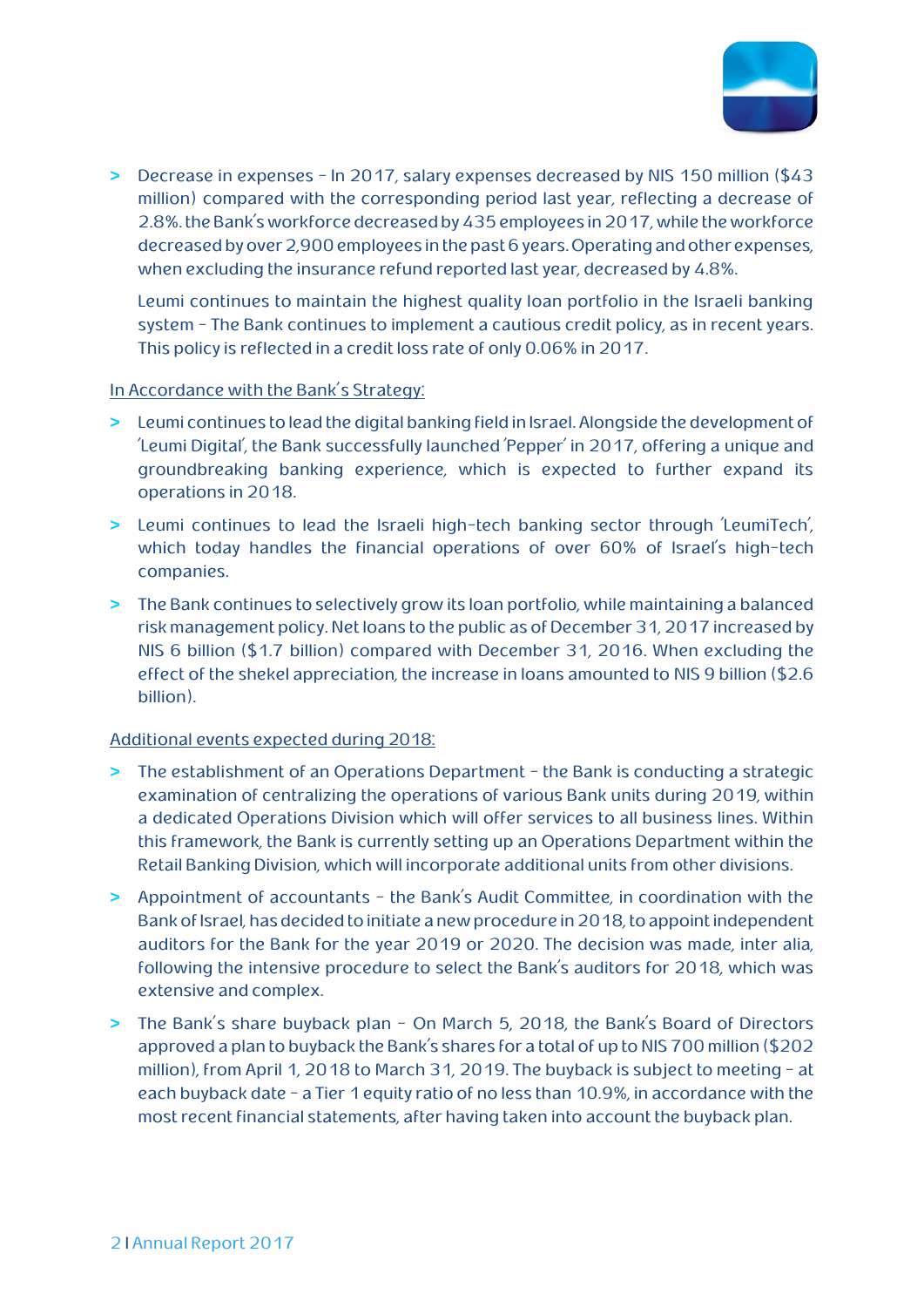- Decrease in expenses – In 2017, salary expenses decreased by NIS 150 million ($43 million) compared with the corresponding period last year, reflecting a decrease of 2.8%. the Bank's workforce decreased by 435 employees in 2017, while the workforce decreased by over 2,900 employees in the past 6 years. Operating and other expenses, when excluding the insurance refund reported last year, decreased by 4.8%.

  Leumi continues to maintain the highest quality loan portfolio in the Israeli banking system – The Bank continues to implement a cautious credit policy, as in recent years. This policy is reflected in a credit loss rate of only 0.06% in 2017.

<u>In Accordance with the Bank's Strategy:</u>

- Leumi continues to lead the digital banking field in Israel. Alongside the development of 'Leumi Digital', the Bank successfully launched 'Pepper' in 2017, offering a unique and groundbreaking banking experience, which is expected to further expand its operations in 2018.
- Leumi continues to lead the Israeli high-tech banking sector through 'LeumiTech', which today handles the financial operations of over 60% of Israel's high-tech companies.
- The Bank continues to selectively grow its loan portfolio, while maintaining a balanced risk management policy. Net loans to the public as of December 31, 2017 increased by NIS 6 billion ($1.7 billion) compared with December 31, 2016. When excluding the effect of the shekel appreciation, the increase in loans amounted to NIS 9 billion ($2.6 billion).

<u>Additional events expected during 2018:</u>

- The establishment of an Operations Department – the Bank is conducting a strategic examination of centralizing the operations of various Bank units during 2019, within a dedicated Operations Division which will offer services to all business lines. Within this framework, the Bank is currently setting up an Operations Department within the Retail Banking Division, which will incorporate additional units from other divisions.
- Appointment of accountants – the Bank's Audit Committee, in coordination with the Bank of Israel, has decided to initiate a new procedure in 2018, to appoint independent auditors for the Bank for the year 2019 or 2020. The decision was made, inter alia, following the intensive procedure to select the Bank's auditors for 2018, which was extensive and complex.
- The Bank's share buyback plan – On March 5, 2018, the Bank's Board of Directors approved a plan to buyback the Bank's shares for a total of up to NIS 700 million ($202 million), from April 1, 2018 to March 31, 2019. The buyback is subject to meeting – at each buyback date – a Tier 1 equity ratio of no less than 10.9%, in accordance with the most recent financial statements, after having taken into account the buyback plan.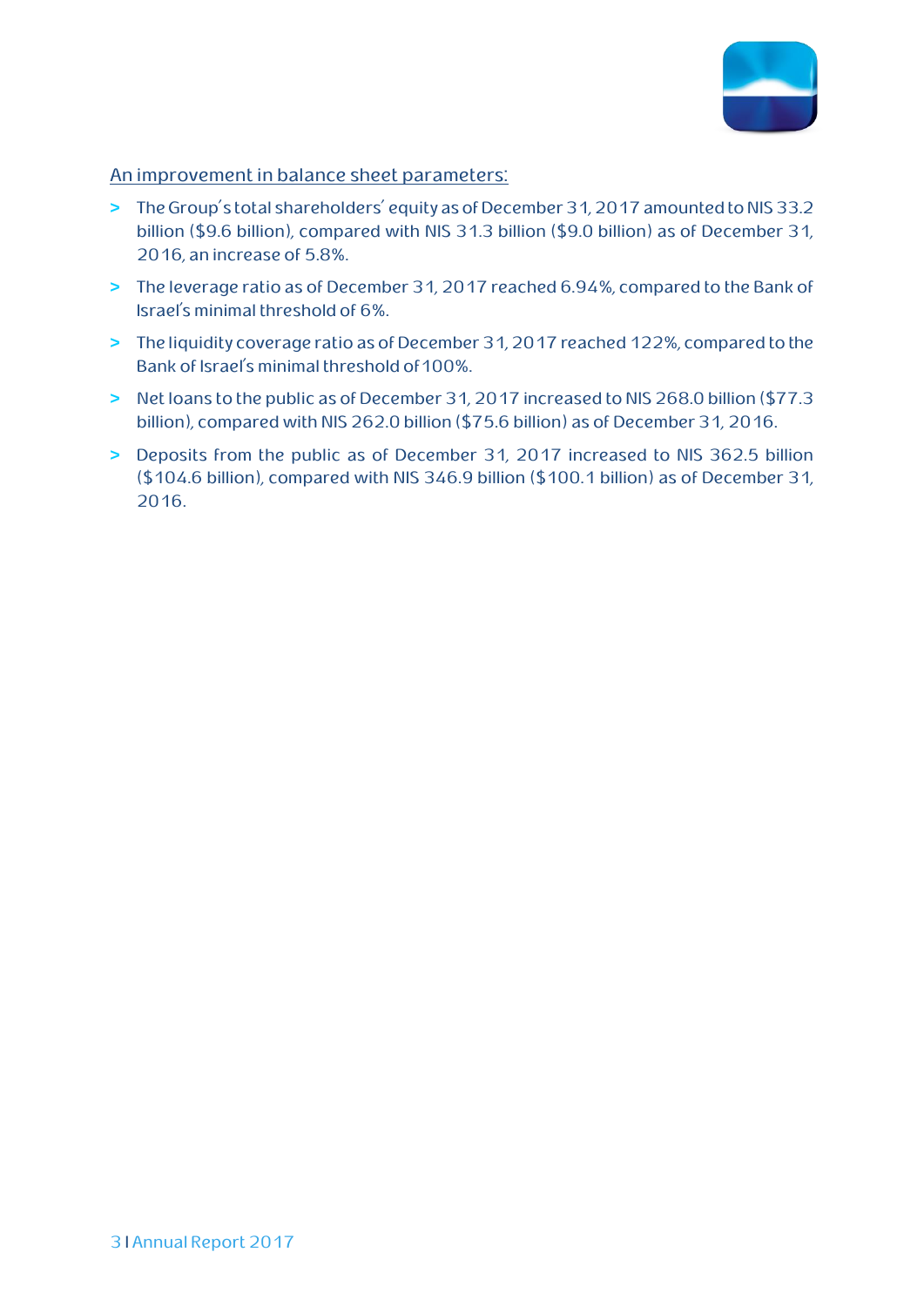An improvement in balance sheet parameters:

- The Group's total shareholders' equity as of December 31, 2017 amounted to NIS 33.2 billion ($9.6 billion), compared with NIS 31.3 billion ($9.0 billion) as of December 31, 2016, an increase of 5.8%.
- The leverage ratio as of December 31, 2017 reached 6.94%, compared to the Bank of Israel's minimal threshold of 6%.
- The liquidity coverage ratio as of December 31, 2017 reached 122%, compared to the Bank of Israel's minimal threshold of 100%.
- Net loans to the public as of December 31, 2017 increased to NIS 268.0 billion ($77.3 billion), compared with NIS 262.0 billion ($75.6 billion) as of December 31, 2016.
- Deposits from the public as of December 31, 2017 increased to NIS 362.5 billion ($104.6 billion), compared with NIS 346.9 billion ($100.1 billion) as of December 31, 2016.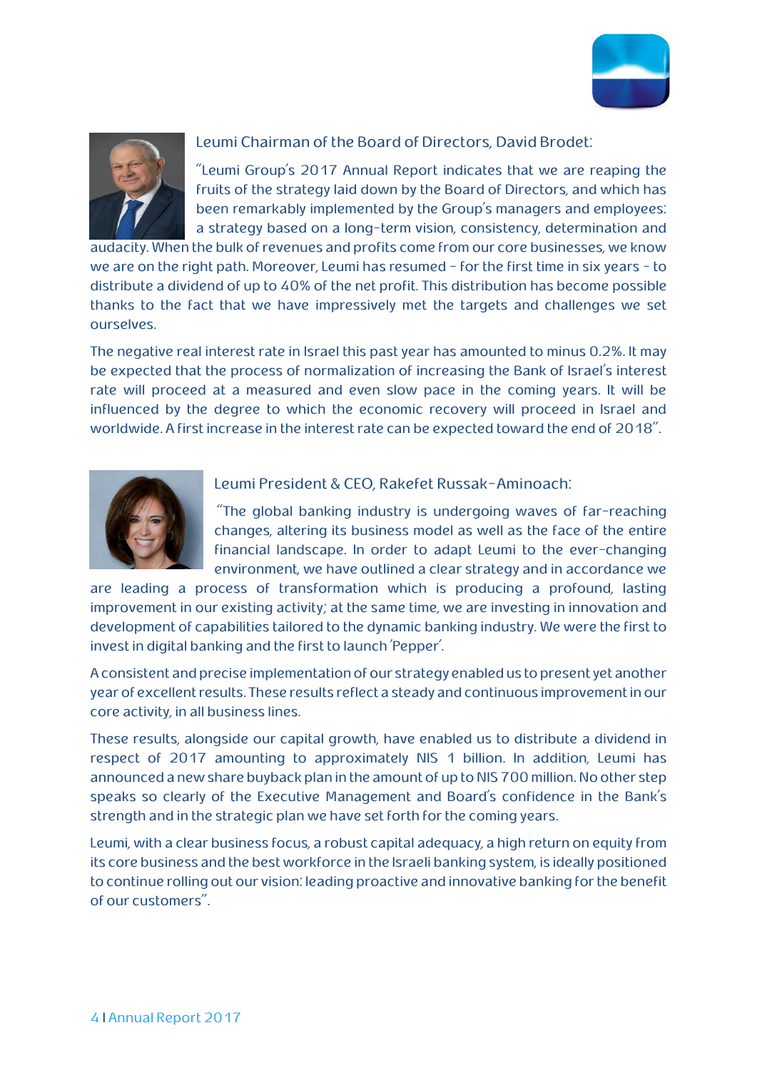Leumi Chairman of the Board of Directors, David Brodet:

"Leumi Group's 2017 Annual Report indicates that we are reaping the fruits of the strategy laid down by the Board of Directors, and which has been remarkably implemented by the Group's managers and employees: a strategy based on a long-term vision, consistency, determination and audacity. When the bulk of revenues and profits come from our core businesses, we know we are on the right path. Moreover, Leumi has resumed - for the first time in six years - to distribute a dividend of up to 40% of the net profit. This distribution has become possible thanks to the fact that we have impressively met the targets and challenges we set ourselves.

The negative real interest rate in Israel this past year has amounted to minus 0.2%. It may be expected that the process of normalization of increasing the Bank of Israel's interest rate will proceed at a measured and even slow pace in the coming years. It will be influenced by the degree to which the economic recovery will proceed in Israel and worldwide. A first increase in the interest rate can be expected toward the end of 2018".

Leumi President & CEO, Rakefet Russak-Aminoach:

"The global banking industry is undergoing waves of far-reaching changes, altering its business model as well as the face of the entire financial landscape. In order to adapt Leumi to the ever-changing environment, we have outlined a clear strategy and in accordance we are leading a process of transformation which is producing a profound, lasting improvement in our existing activity; at the same time, we are investing in innovation and development of capabilities tailored to the dynamic banking industry. We were the first to invest in digital banking and the first to launch 'Pepper'.

A consistent and precise implementation of our strategy enabled us to present yet another year of excellent results. These results reflect a steady and continuous improvement in our core activity, in all business lines.

These results, alongside our capital growth, have enabled us to distribute a dividend in respect of 2017 amounting to approximately NIS 1 billion. In addition, Leumi has announced a new share buyback plan in the amount of up to NIS 700 million. No other step speaks so clearly of the Executive Management and Board's confidence in the Bank's strength and in the strategic plan we have set forth for the coming years.

Leumi, with a clear business focus, a robust capital adequacy, a high return on equity from its core business and the best workforce in the Israeli banking system, is ideally positioned to continue rolling out our vision: leading proactive and innovative banking for the benefit of our customers".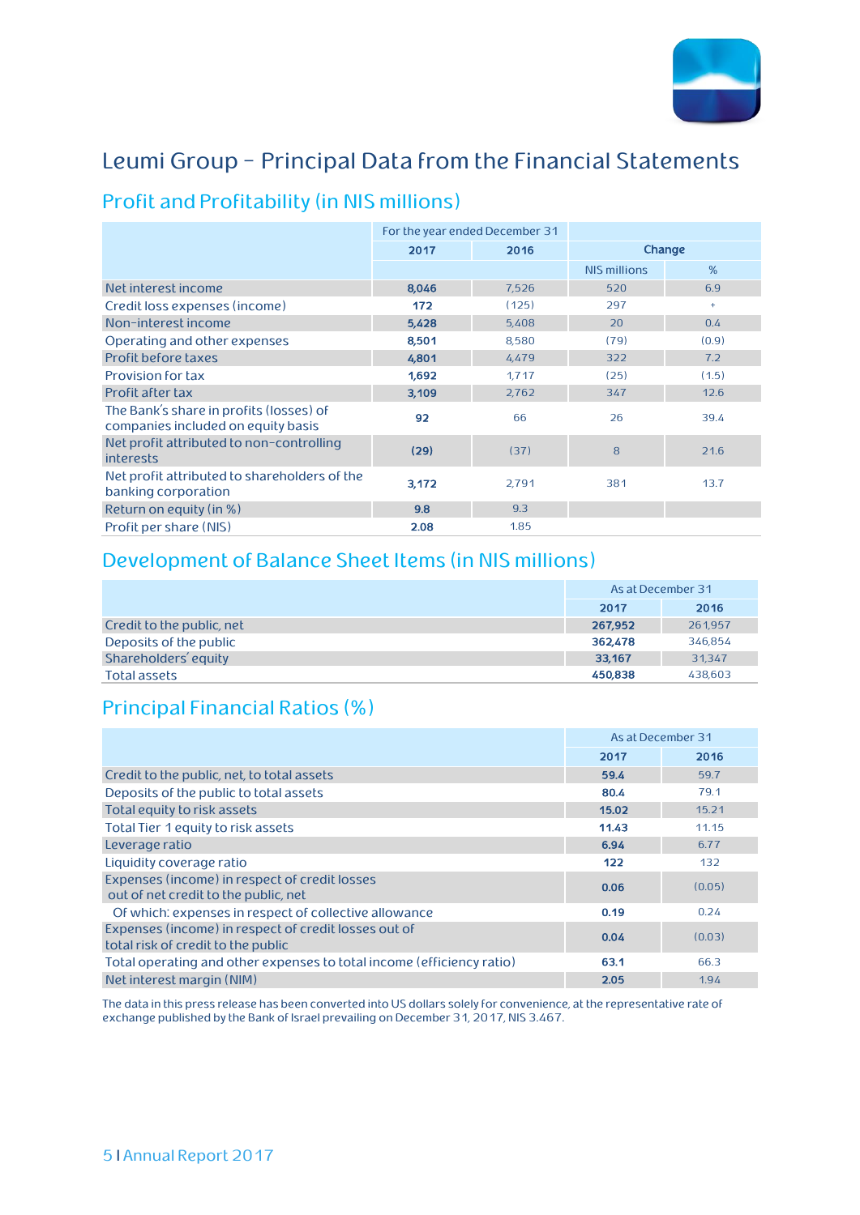# Leumi Group – Principal Data from the Financial Statements

## Profit and Profitability (in NIS millions)

| | For the year ended December 31 | | Change | |
|---|---|---|---|---|
| | 2017 | 2016 | NIS millions | % |
| Net interest income | **8,046** | 7,526 | 520 | 6.9 |
| Credit loss expenses (income) | **172** | (125) | 297 | + |
| Non-interest income | **5,428** | 5,408 | 20 | 0.4 |
| Operating and other expenses | **8,501** | 8,580 | (79) | (0.9) |
| Profit before taxes | **4,801** | 4,479 | 322 | 7.2 |
| Provision for tax | **1,692** | 1,717 | (25) | (1.5) |
| Profit after tax | **3,109** | 2,762 | 347 | 12.6 |
| The Bank's share in profits (losses) of companies included on equity basis | **92** | 66 | 26 | 39.4 |
| Net profit attributed to non-controlling interests | **(29)** | (37) | 8 | 21.6 |
| Net profit attributed to shareholders of the banking corporation | **3,172** | 2,791 | 381 | 13.7 |
| Return on equity (in %) | **9.8** | 9.3 | | |
| Profit per share (NIS) | **2.08** | 1.85 | | |

## Development of Balance Sheet Items (in NIS millions)

| | As at December 31 | |
|---|---|---|
| | 2017 | 2016 |
| Credit to the public, net | **267,952** | 261,957 |
| Deposits of the public | **362,478** | 346,854 |
| Shareholders' equity | **33,167** | 31,347 |
| Total assets | **450,838** | 438,603 |

## Principal Financial Ratios (%)

| | As at December 31 | |
|---|---|---|
| | 2017 | 2016 |
| Credit to the public, net, to total assets | **59.4** | 59.7 |
| Deposits of the public to total assets | **80.4** | 79.1 |
| Total equity to risk assets | **15.02** | 15.21 |
| Total Tier 1 equity to risk assets | **11.43** | 11.15 |
| Leverage ratio | **6.94** | 6.77 |
| Liquidity coverage ratio | **122** | 132 |
| Expenses (income) in respect of credit losses out of net credit to the public, net | **0.06** | (0.05) |
| Of which: expenses in respect of collective allowance | **0.19** | 0.24 |
| Expenses (income) in respect of credit losses out of total risk of credit to the public | **0.04** | (0.03) |
| Total operating and other expenses to total income (efficiency ratio) | **63.1** | 66.3 |
| Net interest margin (NIM) | **2.05** | 1.94 |

The data in this press release has been converted into US dollars solely for convenience, at the representative rate of exchange published by the Bank of Israel prevailing on December 31, 2017, NIS 3.467.